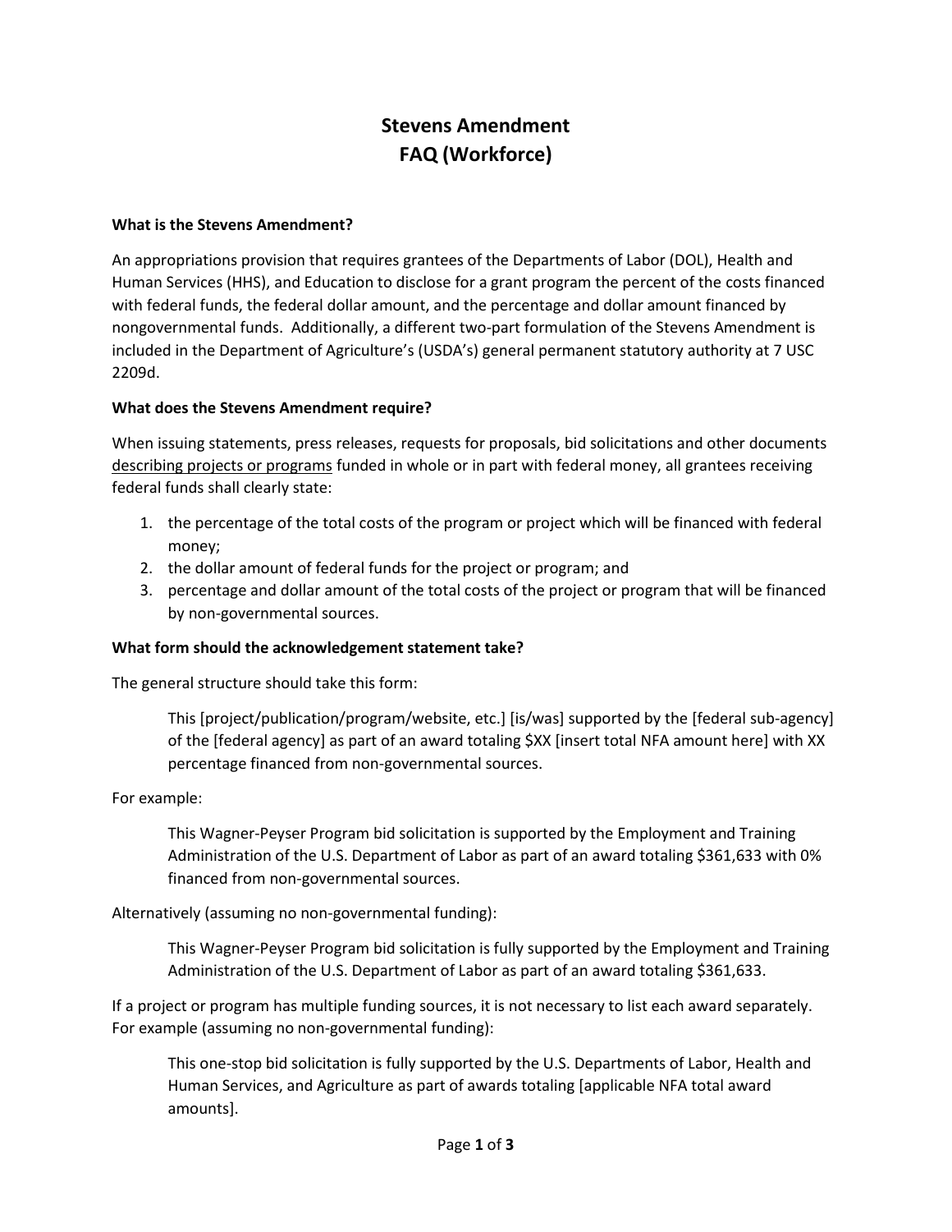# Stevens Amendment
# FAQ (Workforce)

**What is the Stevens Amendment?**

An appropriations provision that requires grantees of the Departments of Labor (DOL), Health and Human Services (HHS), and Education to disclose for a grant program the percent of the costs financed with federal funds, the federal dollar amount, and the percentage and dollar amount financed by nongovernmental funds. Additionally, a different two-part formulation of the Stevens Amendment is included in the Department of Agriculture's (USDA's) general permanent statutory authority at 7 USC 2209d.

**What does the Stevens Amendment require?**

When issuing statements, press releases, requests for proposals, bid solicitations and other documents <u>describing projects or programs</u> funded in whole or in part with federal money, all grantees receiving federal funds shall clearly state:

1. the percentage of the total costs of the program or project which will be financed with federal money;
2. the dollar amount of federal funds for the project or program; and
3. percentage and dollar amount of the total costs of the project or program that will be financed by non-governmental sources.

**What form should the acknowledgement statement take?**

The general structure should take this form:

> This [project/publication/program/website, etc.] [is/was] supported by the [federal sub-agency] of the [federal agency] as part of an award totaling $XX [insert total NFA amount here] with XX percentage financed from non-governmental sources.

For example:

> This Wagner-Peyser Program bid solicitation is supported by the Employment and Training Administration of the U.S. Department of Labor as part of an award totaling $361,633 with 0% financed from non-governmental sources.

Alternatively (assuming no non-governmental funding):

> This Wagner-Peyser Program bid solicitation is fully supported by the Employment and Training Administration of the U.S. Department of Labor as part of an award totaling $361,633.

If a project or program has multiple funding sources, it is not necessary to list each award separately. For example (assuming no non-governmental funding):

> This one-stop bid solicitation is fully supported by the U.S. Departments of Labor, Health and Human Services, and Agriculture as part of awards totaling [applicable NFA total award amounts].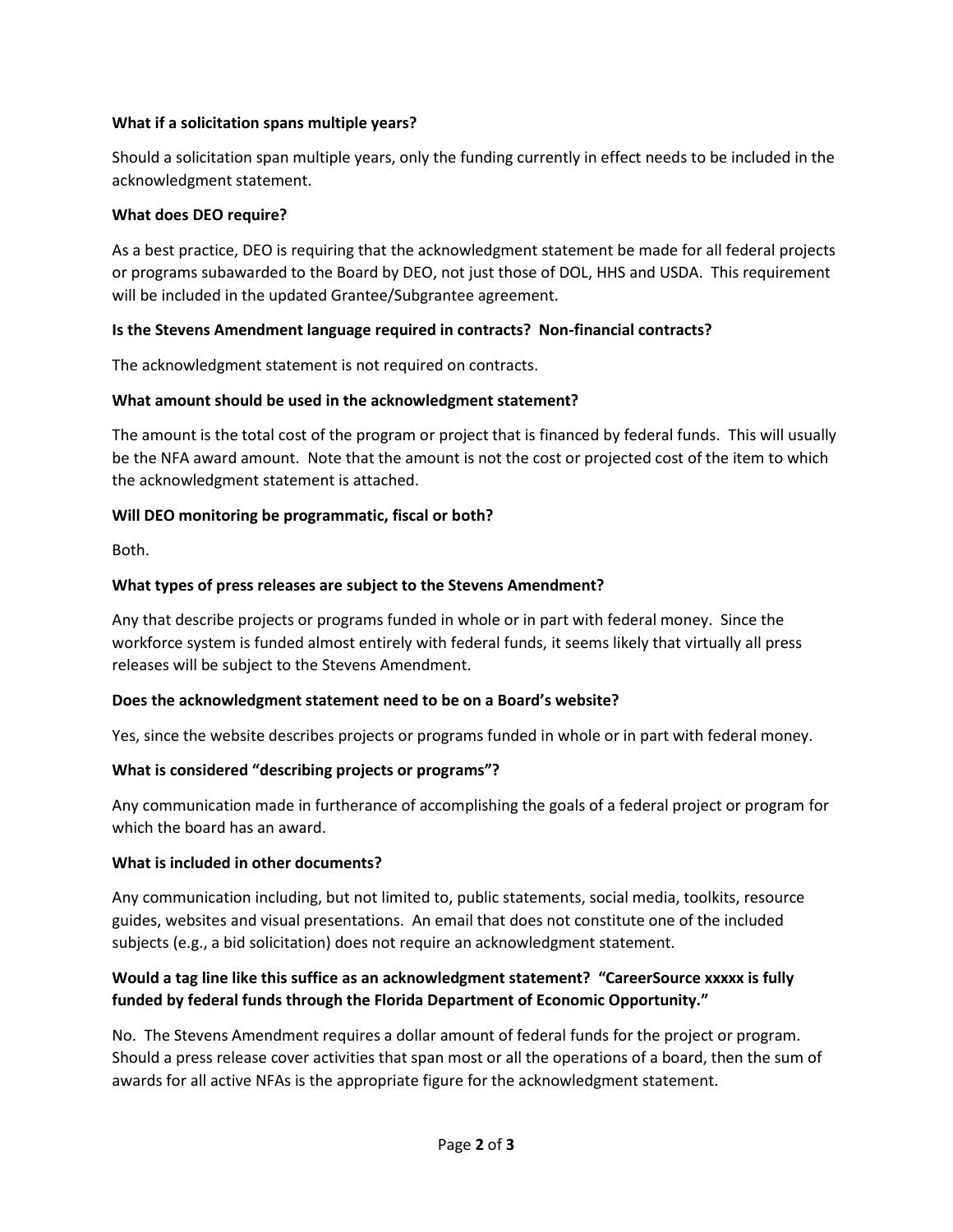**What if a solicitation spans multiple years?**

Should a solicitation span multiple years, only the funding currently in effect needs to be included in the acknowledgment statement.

**What does DEO require?**

As a best practice, DEO is requiring that the acknowledgment statement be made for all federal projects or programs subawarded to the Board by DEO, not just those of DOL, HHS and USDA. This requirement will be included in the updated Grantee/Subgrantee agreement.

**Is the Stevens Amendment language required in contracts? Non-financial contracts?**

The acknowledgment statement is not required on contracts.

**What amount should be used in the acknowledgment statement?**

The amount is the total cost of the program or project that is financed by federal funds. This will usually be the NFA award amount. Note that the amount is not the cost or projected cost of the item to which the acknowledgment statement is attached.

**Will DEO monitoring be programmatic, fiscal or both?**

Both.

**What types of press releases are subject to the Stevens Amendment?**

Any that describe projects or programs funded in whole or in part with federal money. Since the workforce system is funded almost entirely with federal funds, it seems likely that virtually all press releases will be subject to the Stevens Amendment.

**Does the acknowledgment statement need to be on a Board's website?**

Yes, since the website describes projects or programs funded in whole or in part with federal money.

**What is considered "describing projects or programs"?**

Any communication made in furtherance of accomplishing the goals of a federal project or program for which the board has an award.

**What is included in other documents?**

Any communication including, but not limited to, public statements, social media, toolkits, resource guides, websites and visual presentations. An email that does not constitute one of the included subjects (e.g., a bid solicitation) does not require an acknowledgment statement.

**Would a tag line like this suffice as an acknowledgment statement? "CareerSource xxxxx is fully funded by federal funds through the Florida Department of Economic Opportunity."**

No. The Stevens Amendment requires a dollar amount of federal funds for the project or program. Should a press release cover activities that span most or all the operations of a board, then the sum of awards for all active NFAs is the appropriate figure for the acknowledgment statement.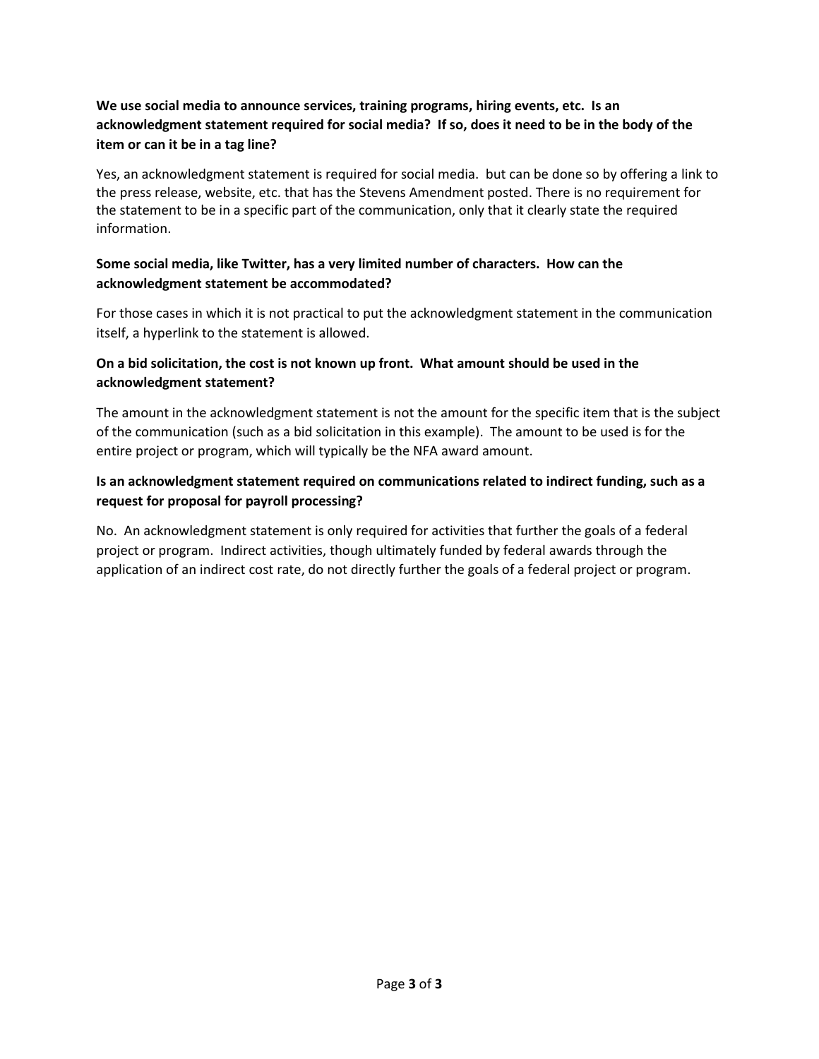**We use social media to announce services, training programs, hiring events, etc. Is an acknowledgment statement required for social media? If so, does it need to be in the body of the item or can it be in a tag line?**

Yes, an acknowledgment statement is required for social media. but can be done so by offering a link to the press release, website, etc. that has the Stevens Amendment posted. There is no requirement for the statement to be in a specific part of the communication, only that it clearly state the required information.

**Some social media, like Twitter, has a very limited number of characters. How can the acknowledgment statement be accommodated?**

For those cases in which it is not practical to put the acknowledgment statement in the communication itself, a hyperlink to the statement is allowed.

**On a bid solicitation, the cost is not known up front. What amount should be used in the acknowledgment statement?**

The amount in the acknowledgment statement is not the amount for the specific item that is the subject of the communication (such as a bid solicitation in this example). The amount to be used is for the entire project or program, which will typically be the NFA award amount.

**Is an acknowledgment statement required on communications related to indirect funding, such as a request for proposal for payroll processing?**

No. An acknowledgment statement is only required for activities that further the goals of a federal project or program. Indirect activities, though ultimately funded by federal awards through the application of an indirect cost rate, do not directly further the goals of a federal project or program.